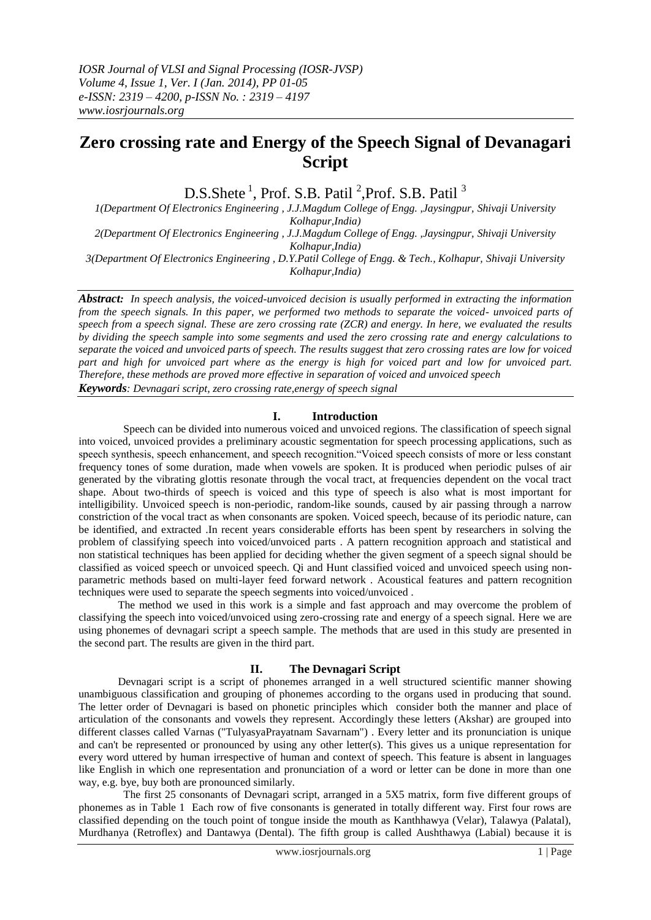# Zero crossing rate and Energy of the Speech Signal of Devanagari Script

D.S.Shete [1], Prof. S.B. Patil [2], Prof. S.B. Patil [3]

1(Department Of Electronics Engineering , J.J.Magdum College of Engg. ,Jaysingpur, Shivaji University Kolhapur,India)

2(Department Of Electronics Engineering , J.J.Magdum College of Engg. ,Jaysingpur, Shivaji University Kolhapur,India)

3(Department Of Electronics Engineering , D.Y.Patil College of Engg. & Tech., Kolhapur, Shivaji University Kolhapur,India)

***Abstract:*** *In speech analysis, the voiced-unvoiced decision is usually performed in extracting the information from the speech signals. In this paper, we performed two methods to separate the voiced- unvoiced parts of speech from a speech signal. These are zero crossing rate (ZCR) and energy. In here, we evaluated the results by dividing the speech sample into some segments and used the zero crossing rate and energy calculations to separate the voiced and unvoiced parts of speech. The results suggest that zero crossing rates are low for voiced part and high for unvoiced part where as the energy is high for voiced part and low for unvoiced part. Therefore, these methods are proved more effective in separation of voiced and unvoiced speech*

***Keywords****: Devnagari script, zero crossing rate,energy of speech signal*

## I. Introduction

Speech can be divided into numerous voiced and unvoiced regions. The classification of speech signal into voiced, unvoiced provides a preliminary acoustic segmentation for speech processing applications, such as speech synthesis, speech enhancement, and speech recognition."Voiced speech consists of more or less constant frequency tones of some duration, made when vowels are spoken. It is produced when periodic pulses of air generated by the vibrating glottis resonate through the vocal tract, at frequencies dependent on the vocal tract shape. About two-thirds of speech is voiced and this type of speech is also what is most important for intelligibility. Unvoiced speech is non-periodic, random-like sounds, caused by air passing through a narrow constriction of the vocal tract as when consonants are spoken. Voiced speech, because of its periodic nature, can be identified, and extracted .In recent years considerable efforts has been spent by researchers in solving the problem of classifying speech into voiced/unvoiced parts . A pattern recognition approach and statistical and non statistical techniques has been applied for deciding whether the given segment of a speech signal should be classified as voiced speech or unvoiced speech. Qi and Hunt classified voiced and unvoiced speech using non-parametric methods based on multi-layer feed forward network . Acoustical features and pattern recognition techniques were used to separate the speech segments into voiced/unvoiced .

The method we used in this work is a simple and fast approach and may overcome the problem of classifying the speech into voiced/unvoiced using zero-crossing rate and energy of a speech signal. Here we are using phonemes of devnagari script a speech sample. The methods that are used in this study are presented in the second part. The results are given in the third part.

## II. The Devnagari Script

Devnagari script is a script of phonemes arranged in a well structured scientific manner showing unambiguous classification and grouping of phonemes according to the organs used in producing that sound. The letter order of Devnagari is based on phonetic principles which consider both the manner and place of articulation of the consonants and vowels they represent. Accordingly these letters (Akshar) are grouped into different classes called Varnas ("TulyasyaPrayatnam Savarnam") . Every letter and its pronunciation is unique and can't be represented or pronounced by using any other letter(s). This gives us a unique representation for every word uttered by human irrespective of human and context of speech. This feature is absent in languages like English in which one representation and pronunciation of a word or letter can be done in more than one way, e.g. bye, buy both are pronounced similarly.

The first 25 consonants of Devnagari script, arranged in a 5X5 matrix, form five different groups of phonemes as in Table 1 Each row of five consonants is generated in totally different way. First four rows are classified depending on the touch point of tongue inside the mouth as Kanthhawya (Velar), Talawya (Palatal), Murdhanya (Retroflex) and Dantawya (Dental). The fifth group is called Aushthawya (Labial) because it is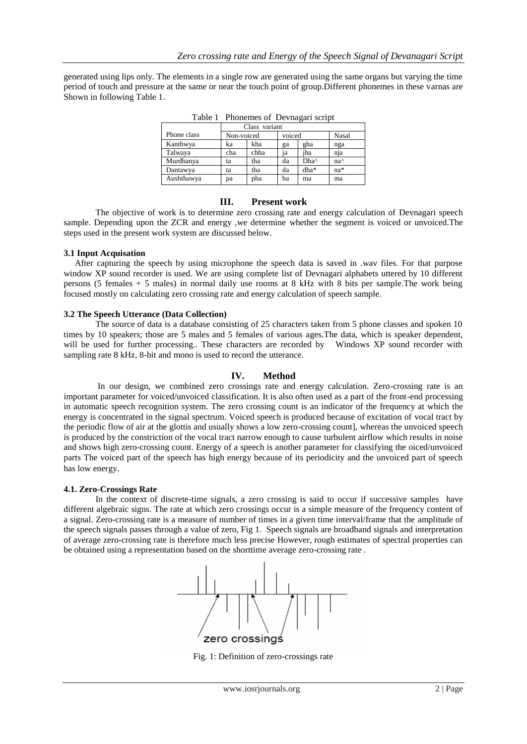generated using lips only. The elements in a single row are generated using the same organs but varying the time period of touch and pressure at the same or near the touch point of group.Different phonemes in these varnas are Shown in following Table 1.

Table 1 Phonemes of Devnagari script

| Phone class | Class variant | | | | |
|---|---|---|---|---|---|
| | Non-voiced | | voiced | | Nasal |
| Kanthwya | ka | kha | ga | gha | nga |
| Talwaya | cha | chha | ja | jha | nja |
| Murdhanya | ta | tha | da | Dha^ | na^ |
| Dantawya | ta | tha | da | dha* | na* |
| Aushthawya | pa | pha | ba | ma | ma |

## III. Present work

The objective of work is to determine zero crossing rate and energy calculation of Devnagari speech sample. Depending upon the ZCR and energy ,we determine whether the segment is voiced or unvoiced.The steps used in the present work system are discussed below.

### 3.1 Input Acquisation

After capturing the speech by using microphone the speech data is saved in .wav files. For that purpose window XP sound recorder is used. We are using complete list of Devnagari alphabets uttered by 10 different persons (5 females + 5 males) in normal daily use rooms at 8 kHz with 8 bits per sample.The work being focused mostly on calculating zero crossing rate and energy calculation of speech sample.

### 3.2 The Speech Utterance (Data Collection)

The source of data is a database consisting of 25 characters taken from 5 phone classes and spoken 10 times by 10 speakers; those are 5 males and 5 females of various ages.The data, which is speaker dependent, will be used for further processing.. These characters are recorded by Windows XP sound recorder with sampling rate 8 kHz, 8-bit and mono is used to record the utterance.

## IV. Method

In our design, we combined zero crossings rate and energy calculation. Zero-crossing rate is an important parameter for voiced/unvoiced classification. It is also often used as a part of the front-end processing in automatic speech recognition system. The zero crossing count is an indicator of the frequency at which the energy is concentrated in the signal spectrum. Voiced speech is produced because of excitation of vocal tract by the periodic flow of air at the glottis and usually shows a low zero-crossing count], whereas the unvoiced speech is produced by the constriction of the vocal tract narrow enough to cause turbulent airflow which results in noise and shows high zero-crossing count. Energy of a speech is another parameter for classifying the oiced/unvoiced parts The voiced part of the speech has high energy because of its periodicity and the unvoiced part of speech has low energy.

### 4.1. Zero-Crossings Rate

In the context of discrete-time signals, a zero crossing is said to occur if successive samples have different algebraic signs. The rate at which zero crossings occur is a simple measure of the frequency content of a signal. Zero-crossing rate is a measure of number of times in a given time interval/frame that the amplitude of the speech signals passes through a value of zero, Fig 1. Speech signals are broadband signals and interpretation of average zero-crossing rate is therefore much less precise However, rough estimates of spectral properties can be obtained using a representation based on the shorttime average zero-crossing rate .

Fig. 1: Definition of zero-crossings rate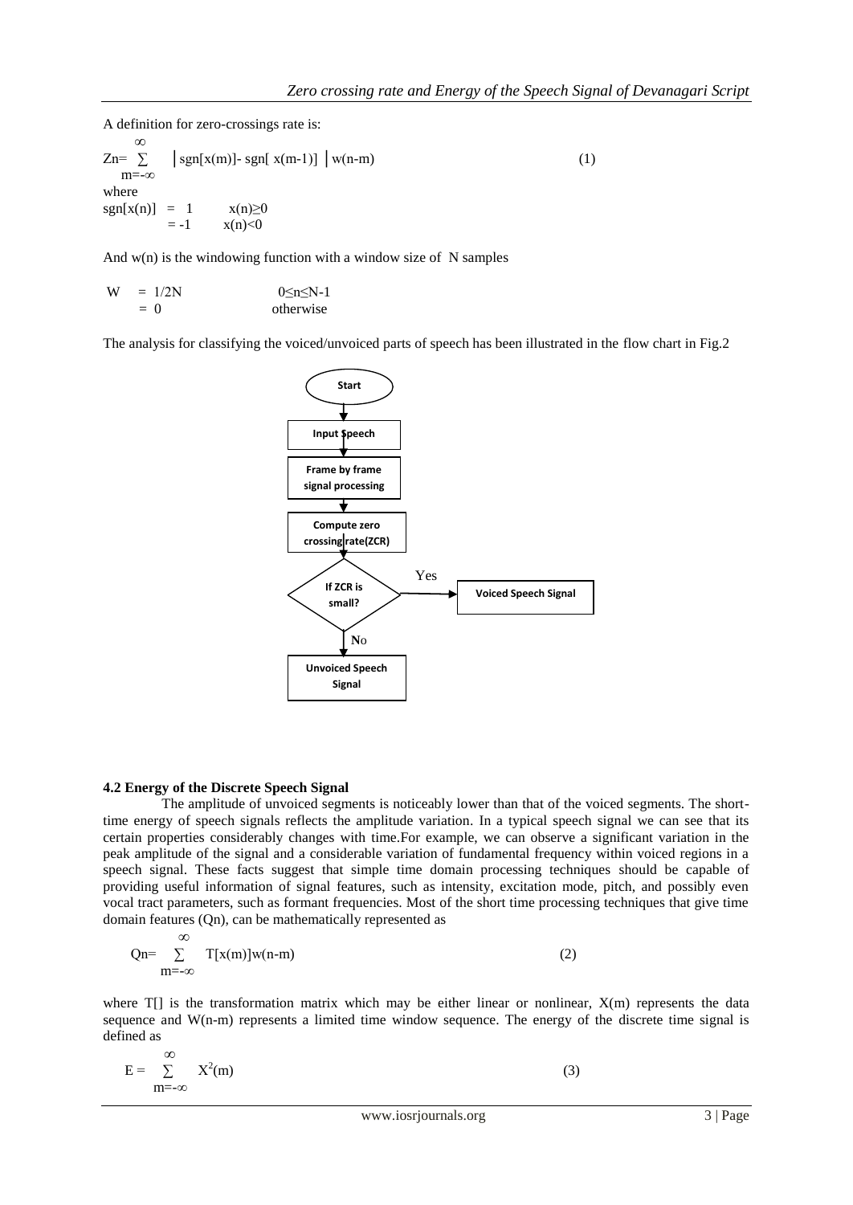A definition for zero-crossings rate is:

$$Z_n = \sum_{m=-\infty}^{\infty} \left| \text{sgn}[x(m)] - \text{sgn}[x(m-1)] \right| w(n-m) \qquad (1)$$

where

$$\text{sgn}[x(n)] = 1 \qquad x(n) \geq 0$$
$$= -1 \qquad x(n) < 0$$

And $w(n)$ is the windowing function with a window size of N samples

$$W = 1/2N \qquad 0 \leq n \leq N-1$$
$$= 0 \qquad \text{otherwise}$$

The analysis for classifying the voiced/unvoiced parts of speech has been illustrated in the flow chart in Fig.2

Start → Input Speech → Frame by frame signal processing → Compute zero crossing rate(ZCR) → If ZCR is small? — Yes → Voiced Speech Signal; No → Unvoiced Speech Signal

### 4.2 Energy of the Discrete Speech Signal

The amplitude of unvoiced segments is noticeably lower than that of the voiced segments. The short-time energy of speech signals reflects the amplitude variation. In a typical speech signal we can see that its certain properties considerably changes with time.For example, we can observe a significant variation in the peak amplitude of the signal and a considerable variation of fundamental frequency within voiced regions in a speech signal. These facts suggest that simple time domain processing techniques should be capable of providing useful information of signal features, such as intensity, excitation mode, pitch, and possibly even vocal tract parameters, such as formant frequencies. Most of the short time processing techniques that give time domain features (Qn), can be mathematically represented as

$$Q_n = \sum_{m=-\infty}^{\infty} T[x(m)]w(n-m) \qquad (2)$$

where T[] is the transformation matrix which may be either linear or nonlinear, X(m) represents the data sequence and W(n-m) represents a limited time window sequence. The energy of the discrete time signal is defined as

$$E = \sum_{m=-\infty}^{\infty} X^2(m) \qquad (3)$$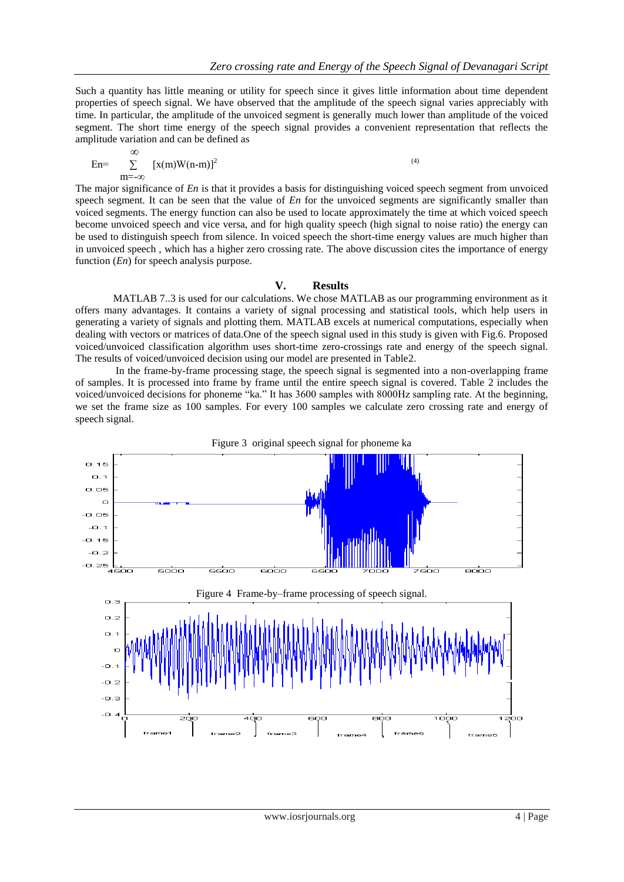Such a quantity has little meaning or utility for speech since it gives little information about time dependent properties of speech signal. We have observed that the amplitude of the speech signal varies appreciably with time. In particular, the amplitude of the unvoiced segment is generally much lower than amplitude of the voiced segment. The short time energy of the speech signal provides a convenient representation that reflects the amplitude variation and can be defined as

$$En = \sum_{m=-\infty}^{\infty} [x(m)W(n-m)]^2 \tag{4}$$

The major significance of *En* is that it provides a basis for distinguishing voiced speech segment from unvoiced speech segment. It can be seen that the value of *En* for the unvoiced segments are significantly smaller than voiced segments. The energy function can also be used to locate approximately the time at which voiced speech become unvoiced speech and vice versa, and for high quality speech (high signal to noise ratio) the energy can be used to distinguish speech from silence. In voiced speech the short-time energy values are much higher than in unvoiced speech , which has a higher zero crossing rate. The above discussion cites the importance of energy function (*En*) for speech analysis purpose.

## V. Results

MATLAB 7..3 is used for our calculations. We chose MATLAB as our programming environment as it offers many advantages. It contains a variety of signal processing and statistical tools, which help users in generating a variety of signals and plotting them. MATLAB excels at numerical computations, especially when dealing with vectors or matrices of data.One of the speech signal used in this study is given with Fig.6. Proposed voiced/unvoiced classification algorithm uses short-time zero-crossings rate and energy of the speech signal. The results of voiced/unvoiced decision using our model are presented in Table2.

In the frame-by-frame processing stage, the speech signal is segmented into a non-overlapping frame of samples. It is processed into frame by frame until the entire speech signal is covered. Table 2 includes the voiced/unvoiced decisions for phoneme "ka." It has 3600 samples with 8000Hz sampling rate. At the beginning, we set the frame size as 100 samples. For every 100 samples we calculate zero crossing rate and energy of speech signal.

Figure 3 original speech signal for phoneme ka

Figure 4 Frame-by–frame processing of speech signal.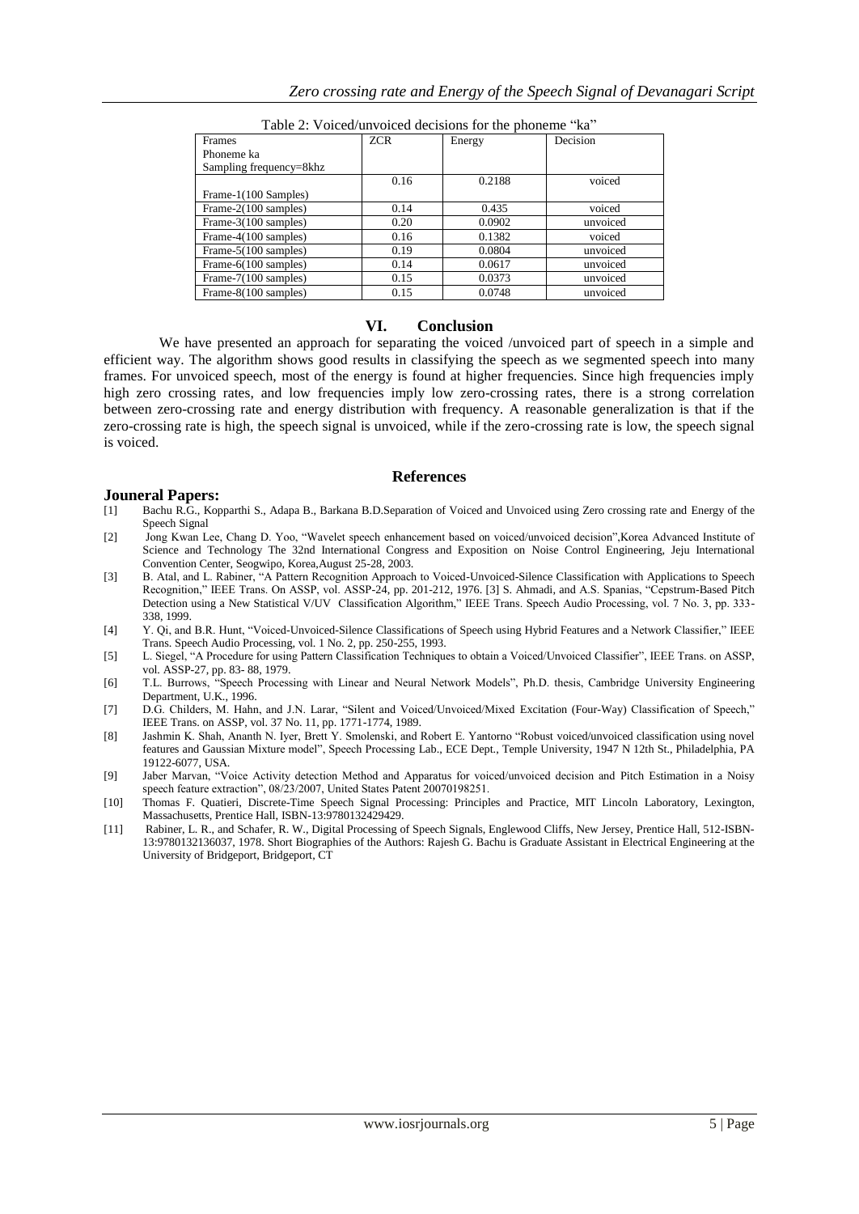Table 2: Voiced/unvoiced decisions for the phoneme "ka"

| Frames Phoneme ka Sampling frequency=8khz | ZCR | Energy | Decision |
|---|---|---|---|
| Frame-1(100 Samples) | 0.16 | 0.2188 | voiced |
| Frame-2(100 samples) | 0.14 | 0.435 | voiced |
| Frame-3(100 samples) | 0.20 | 0.0902 | unvoiced |
| Frame-4(100 samples) | 0.16 | 0.1382 | voiced |
| Frame-5(100 samples) | 0.19 | 0.0804 | unvoiced |
| Frame-6(100 samples) | 0.14 | 0.0617 | unvoiced |
| Frame-7(100 samples) | 0.15 | 0.0373 | unvoiced |
| Frame-8(100 samples) | 0.15 | 0.0748 | unvoiced |

## VI. Conclusion

We have presented an approach for separating the voiced /unvoiced part of speech in a simple and efficient way. The algorithm shows good results in classifying the speech as we segmented speech into many frames. For unvoiced speech, most of the energy is found at higher frequencies. Since high frequencies imply high zero crossing rates, and low frequencies imply low zero-crossing rates, there is a strong correlation between zero-crossing rate and energy distribution with frequency. A reasonable generalization is that if the zero-crossing rate is high, the speech signal is unvoiced, while if the zero-crossing rate is low, the speech signal is voiced.

## References

### Jouneral Papers:

[1] Bachu R.G., Kopparthi S., Adapa B., Barkana B.D.Separation of Voiced and Unvoiced using Zero crossing rate and Energy of the Speech Signal

[2] Jong Kwan Lee, Chang D. Yoo, "Wavelet speech enhancement based on voiced/unvoiced decision",Korea Advanced Institute of Science and Technology The 32nd International Congress and Exposition on Noise Control Engineering, Jeju International Convention Center, Seogwipo, Korea,August 25-28, 2003.

[3] B. Atal, and L. Rabiner, "A Pattern Recognition Approach to Voiced-Unvoiced-Silence Classification with Applications to Speech Recognition," IEEE Trans. On ASSP, vol. ASSP-24, pp. 201-212, 1976. [3] S. Ahmadi, and A.S. Spanias, "Cepstrum-Based Pitch Detection using a New Statistical V/UV Classification Algorithm," IEEE Trans. Speech Audio Processing, vol. 7 No. 3, pp. 333-338, 1999.

[4] Y. Qi, and B.R. Hunt, "Voiced-Unvoiced-Silence Classifications of Speech using Hybrid Features and a Network Classifier," IEEE Trans. Speech Audio Processing, vol. 1 No. 2, pp. 250-255, 1993.

[5] L. Siegel, "A Procedure for using Pattern Classification Techniques to obtain a Voiced/Unvoiced Classifier", IEEE Trans. on ASSP, vol. ASSP-27, pp. 83- 88, 1979.

[6] T.L. Burrows, "Speech Processing with Linear and Neural Network Models", Ph.D. thesis, Cambridge University Engineering Department, U.K., 1996.

[7] D.G. Childers, M. Hahn, and J.N. Larar, "Silent and Voiced/Unvoiced/Mixed Excitation (Four-Way) Classification of Speech," IEEE Trans. on ASSP, vol. 37 No. 11, pp. 1771-1774, 1989.

[8] Jashmin K. Shah, Ananth N. Iyer, Brett Y. Smolenski, and Robert E. Yantorno "Robust voiced/unvoiced classification using novel features and Gaussian Mixture model", Speech Processing Lab., ECE Dept., Temple University, 1947 N 12th St., Philadelphia, PA 19122-6077, USA.

[9] Jaber Marvan, "Voice Activity detection Method and Apparatus for voiced/unvoiced decision and Pitch Estimation in a Noisy speech feature extraction", 08/23/2007, United States Patent 20070198251.

[10] Thomas F. Quatieri, Discrete-Time Speech Signal Processing: Principles and Practice, MIT Lincoln Laboratory, Lexington, Massachusetts, Prentice Hall, ISBN-13:9780132429429.

[11] Rabiner, L. R., and Schafer, R. W., Digital Processing of Speech Signals, Englewood Cliffs, New Jersey, Prentice Hall, 512-ISBN-13:9780132136037, 1978. Short Biographies of the Authors: Rajesh G. Bachu is Graduate Assistant in Electrical Engineering at the University of Bridgeport, Bridgeport, CT